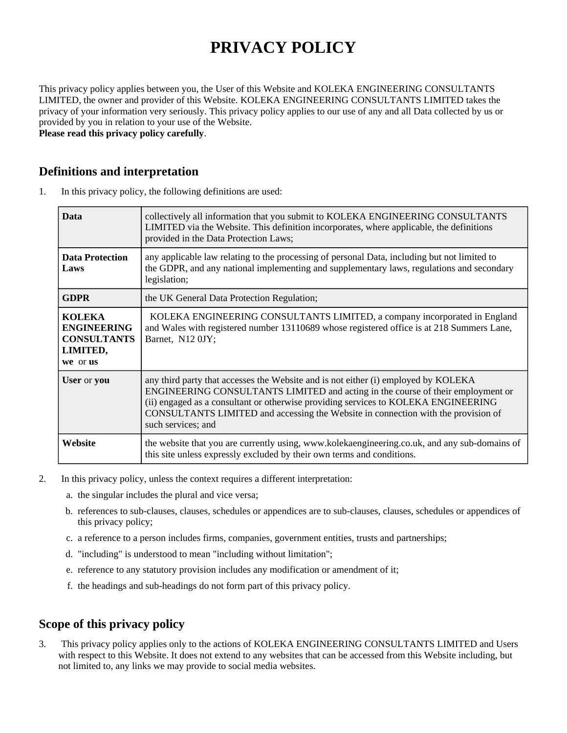# PRIVACY POLICY

This privacy policy applies between you, the User of this Website and KOLEKA ENGINEERING CONSULTANTS LIMITED, the owner and provider of this Website. KOLEKA ENGINEERING CONSULTANTS LIMITED takes the privacy of your information very seriously. This privacy policy applies to our use of any and all Data collected by us or provided by you in relation to your use of the Website.
**Please read this privacy policy carefully**.

## Definitions and interpretation

1. In this privacy policy, the following definitions are used:

| | |
|---|---|
| **Data** | collectively all information that you submit to KOLEKA ENGINEERING CONSULTANTS LIMITED via the Website. This definition incorporates, where applicable, the definitions provided in the Data Protection Laws; |
| **Data Protection Laws** | any applicable law relating to the processing of personal Data, including but not limited to the GDPR, and any national implementing and supplementary laws, regulations and secondary legislation; |
| **GDPR** | the UK General Data Protection Regulation; |
| **KOLEKA ENGINEERING CONSULTANTS LIMITED, we or us** | KOLEKA ENGINEERING CONSULTANTS LIMITED, a company incorporated in England and Wales with registered number 13110689 whose registered office is at 218 Summers Lane, Barnet, N12 0JY; |
| **User** or **you** | any third party that accesses the Website and is not either (i) employed by KOLEKA ENGINEERING CONSULTANTS LIMITED and acting in the course of their employment or (ii) engaged as a consultant or otherwise providing services to KOLEKA ENGINEERING CONSULTANTS LIMITED and accessing the Website in connection with the provision of such services; and |
| **Website** | the website that you are currently using, www.kolekaengineering.co.uk, and any sub-domains of this site unless expressly excluded by their own terms and conditions. |

2. In this privacy policy, unless the context requires a different interpretation:
   a. the singular includes the plural and vice versa;
   b. references to sub-clauses, clauses, schedules or appendices are to sub-clauses, clauses, schedules or appendices of this privacy policy;
   c. a reference to a person includes firms, companies, government entities, trusts and partnerships;
   d. "including" is understood to mean "including without limitation";
   e. reference to any statutory provision includes any modification or amendment of it;
   f. the headings and sub-headings do not form part of this privacy policy.

## Scope of this privacy policy

3. This privacy policy applies only to the actions of KOLEKA ENGINEERING CONSULTANTS LIMITED and Users with respect to this Website. It does not extend to any websites that can be accessed from this Website including, but not limited to, any links we may provide to social media websites.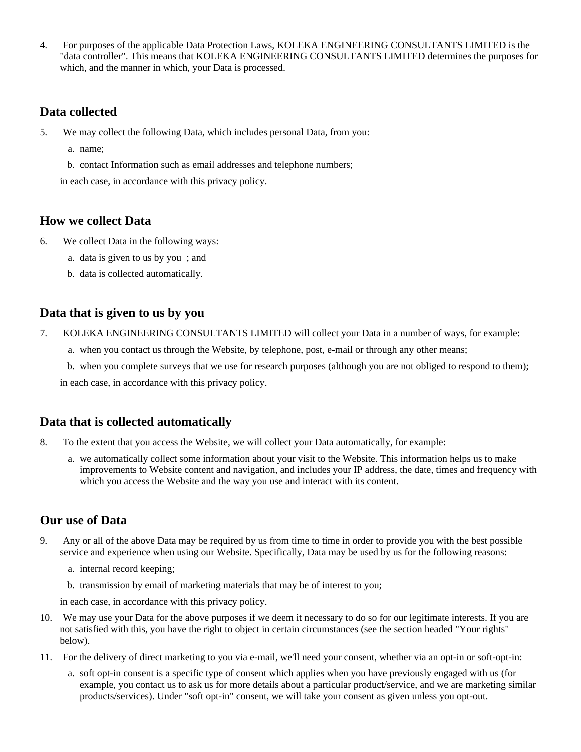4. For purposes of the applicable Data Protection Laws, KOLEKA ENGINEERING CONSULTANTS LIMITED is the "data controller". This means that KOLEKA ENGINEERING CONSULTANTS LIMITED determines the purposes for which, and the manner in which, your Data is processed.

## Data collected

5. We may collect the following Data, which includes personal Data, from you:

   a. name;

   b. contact Information such as email addresses and telephone numbers;

   in each case, in accordance with this privacy policy.

## How we collect Data

6. We collect Data in the following ways:

   a. data is given to us by you ; and

   b. data is collected automatically.

## Data that is given to us by you

7. KOLEKA ENGINEERING CONSULTANTS LIMITED will collect your Data in a number of ways, for example:

   a. when you contact us through the Website, by telephone, post, e-mail or through any other means;

   b. when you complete surveys that we use for research purposes (although you are not obliged to respond to them);

   in each case, in accordance with this privacy policy.

## Data that is collected automatically

8. To the extent that you access the Website, we will collect your Data automatically, for example:

   a. we automatically collect some information about your visit to the Website. This information helps us to make improvements to Website content and navigation, and includes your IP address, the date, times and frequency with which you access the Website and the way you use and interact with its content.

## Our use of Data

9. Any or all of the above Data may be required by us from time to time in order to provide you with the best possible service and experience when using our Website. Specifically, Data may be used by us for the following reasons:

   a. internal record keeping;

   b. transmission by email of marketing materials that may be of interest to you;

   in each case, in accordance with this privacy policy.

10. We may use your Data for the above purposes if we deem it necessary to do so for our legitimate interests. If you are not satisfied with this, you have the right to object in certain circumstances (see the section headed "Your rights" below).

11. For the delivery of direct marketing to you via e-mail, we'll need your consent, whether via an opt-in or soft-opt-in:

    a. soft opt-in consent is a specific type of consent which applies when you have previously engaged with us (for example, you contact us to ask us for more details about a particular product/service, and we are marketing similar products/services). Under "soft opt-in" consent, we will take your consent as given unless you opt-out.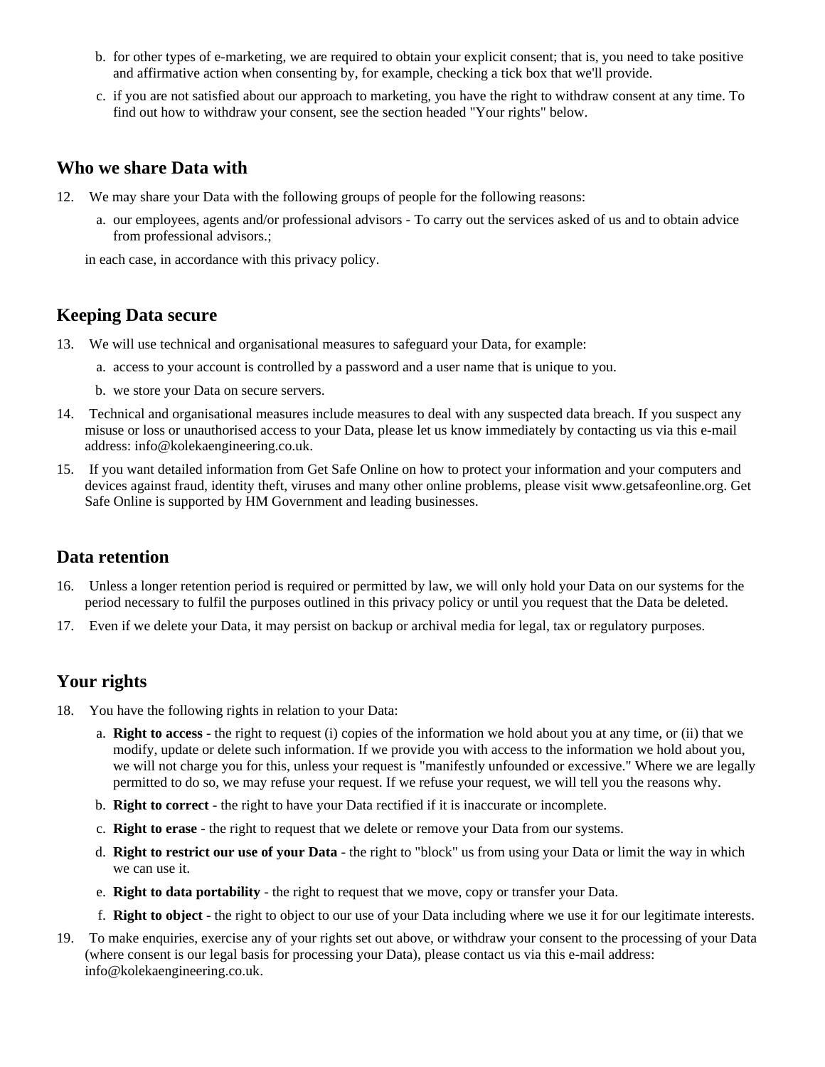b. for other types of e-marketing, we are required to obtain your explicit consent; that is, you need to take positive and affirmative action when consenting by, for example, checking a tick box that we'll provide.

c. if you are not satisfied about our approach to marketing, you have the right to withdraw consent at any time. To find out how to withdraw your consent, see the section headed "Your rights" below.

## Who we share Data with

12. We may share your Data with the following groups of people for the following reasons:

    a. our employees, agents and/or professional advisors - To carry out the services asked of us and to obtain advice from professional advisors.;

    in each case, in accordance with this privacy policy.

## Keeping Data secure

13. We will use technical and organisational measures to safeguard your Data, for example:

    a. access to your account is controlled by a password and a user name that is unique to you.

    b. we store your Data on secure servers.

14. Technical and organisational measures include measures to deal with any suspected data breach. If you suspect any misuse or loss or unauthorised access to your Data, please let us know immediately by contacting us via this e-mail address: info@kolekaengineering.co.uk.

15. If you want detailed information from Get Safe Online on how to protect your information and your computers and devices against fraud, identity theft, viruses and many other online problems, please visit www.getsafeonline.org. Get Safe Online is supported by HM Government and leading businesses.

## Data retention

16. Unless a longer retention period is required or permitted by law, we will only hold your Data on our systems for the period necessary to fulfil the purposes outlined in this privacy policy or until you request that the Data be deleted.

17. Even if we delete your Data, it may persist on backup or archival media for legal, tax or regulatory purposes.

## Your rights

18. You have the following rights in relation to your Data:

    a. **Right to access** - the right to request (i) copies of the information we hold about you at any time, or (ii) that we modify, update or delete such information. If we provide you with access to the information we hold about you, we will not charge you for this, unless your request is "manifestly unfounded or excessive." Where we are legally permitted to do so, we may refuse your request. If we refuse your request, we will tell you the reasons why.

    b. **Right to correct** - the right to have your Data rectified if it is inaccurate or incomplete.

    c. **Right to erase** - the right to request that we delete or remove your Data from our systems.

    d. **Right to restrict our use of your Data** - the right to "block" us from using your Data or limit the way in which we can use it.

    e. **Right to data portability** - the right to request that we move, copy or transfer your Data.

    f. **Right to object** - the right to object to our use of your Data including where we use it for our legitimate interests.

19. To make enquiries, exercise any of your rights set out above, or withdraw your consent to the processing of your Data (where consent is our legal basis for processing your Data), please contact us via this e-mail address: info@kolekaengineering.co.uk.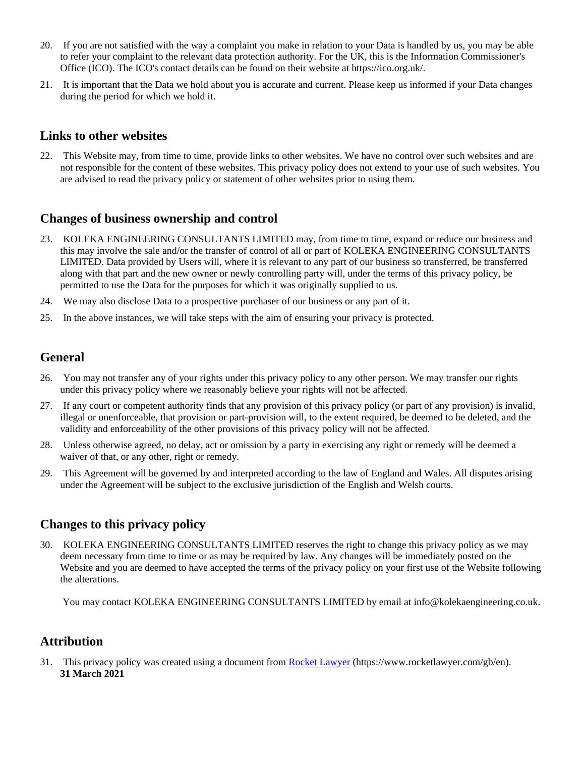20. If you are not satisfied with the way a complaint you make in relation to your Data is handled by us, you may be able to refer your complaint to the relevant data protection authority. For the UK, this is the Information Commissioner's Office (ICO). The ICO's contact details can be found on their website at https://ico.org.uk/.
21. It is important that the Data we hold about you is accurate and current. Please keep us informed if your Data changes during the period for which we hold it.

## Links to other websites

22. This Website may, from time to time, provide links to other websites. We have no control over such websites and are not responsible for the content of these websites. This privacy policy does not extend to your use of such websites. You are advised to read the privacy policy or statement of other websites prior to using them.

## Changes of business ownership and control

23. KOLEKA ENGINEERING CONSULTANTS LIMITED may, from time to time, expand or reduce our business and this may involve the sale and/or the transfer of control of all or part of KOLEKA ENGINEERING CONSULTANTS LIMITED. Data provided by Users will, where it is relevant to any part of our business so transferred, be transferred along with that part and the new owner or newly controlling party will, under the terms of this privacy policy, be permitted to use the Data for the purposes for which it was originally supplied to us.
24. We may also disclose Data to a prospective purchaser of our business or any part of it.
25. In the above instances, we will take steps with the aim of ensuring your privacy is protected.

## General

26. You may not transfer any of your rights under this privacy policy to any other person. We may transfer our rights under this privacy policy where we reasonably believe your rights will not be affected.
27. If any court or competent authority finds that any provision of this privacy policy (or part of any provision) is invalid, illegal or unenforceable, that provision or part-provision will, to the extent required, be deemed to be deleted, and the validity and enforceability of the other provisions of this privacy policy will not be affected.
28. Unless otherwise agreed, no delay, act or omission by a party in exercising any right or remedy will be deemed a waiver of that, or any other, right or remedy.
29. This Agreement will be governed by and interpreted according to the law of England and Wales. All disputes arising under the Agreement will be subject to the exclusive jurisdiction of the English and Welsh courts.

## Changes to this privacy policy

30. KOLEKA ENGINEERING CONSULTANTS LIMITED reserves the right to change this privacy policy as we may deem necessary from time to time or as may be required by law. Any changes will be immediately posted on the Website and you are deemed to have accepted the terms of the privacy policy on your first use of the Website following the alterations.

    You may contact KOLEKA ENGINEERING CONSULTANTS LIMITED by email at info@kolekaengineering.co.uk.

## Attribution

31. This privacy policy was created using a document from [Rocket Lawyer](https://www.rocketlawyer.com/gb/en) (https://www.rocketlawyer.com/gb/en).
    **31 March 2021**